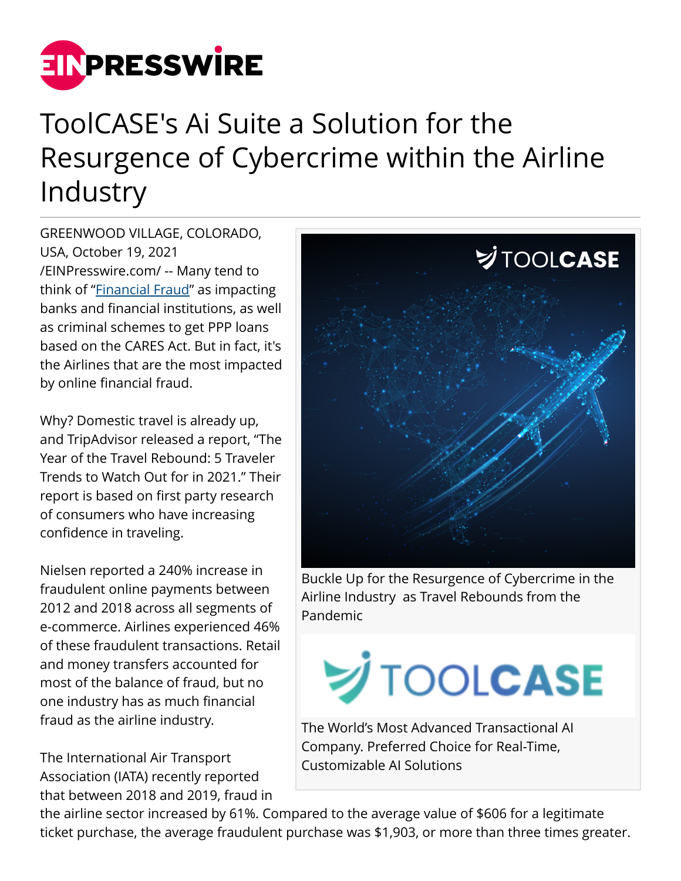# ToolCASE's Ai Suite a Solution for the Resurgence of Cybercrime within the Airline Industry

GREENWOOD VILLAGE, COLORADO, USA, October 19, 2021 /EINPresswire.com/ -- Many tend to think of "Financial Fraud" as impacting banks and financial institutions, as well as criminal schemes to get PPP loans based on the CARES Act. But in fact, it's the Airlines that are the most impacted by online financial fraud.

Why? Domestic travel is already up, and TripAdvisor released a report, "The Year of the Travel Rebound: 5 Traveler Trends to Watch Out for in 2021." Their report is based on first party research of consumers who have increasing confidence in traveling.

Nielsen reported a 240% increase in fraudulent online payments between 2012 and 2018 across all segments of e-commerce. Airlines experienced 46% of these fraudulent transactions. Retail and money transfers accounted for most of the balance of fraud, but no one industry has as much financial fraud as the airline industry.

The International Air Transport Association (IATA) recently reported that between 2018 and 2019, fraud in the airline sector increased by 61%. Compared to the average value of $606 for a legitimate ticket purchase, the average fraudulent purchase was $1,903, or more than three times greater.

Buckle Up for the Resurgence of Cybercrime in the Airline Industry as Travel Rebounds from the Pandemic

The World's Most Advanced Transactional AI Company. Preferred Choice for Real-Time, Customizable AI Solutions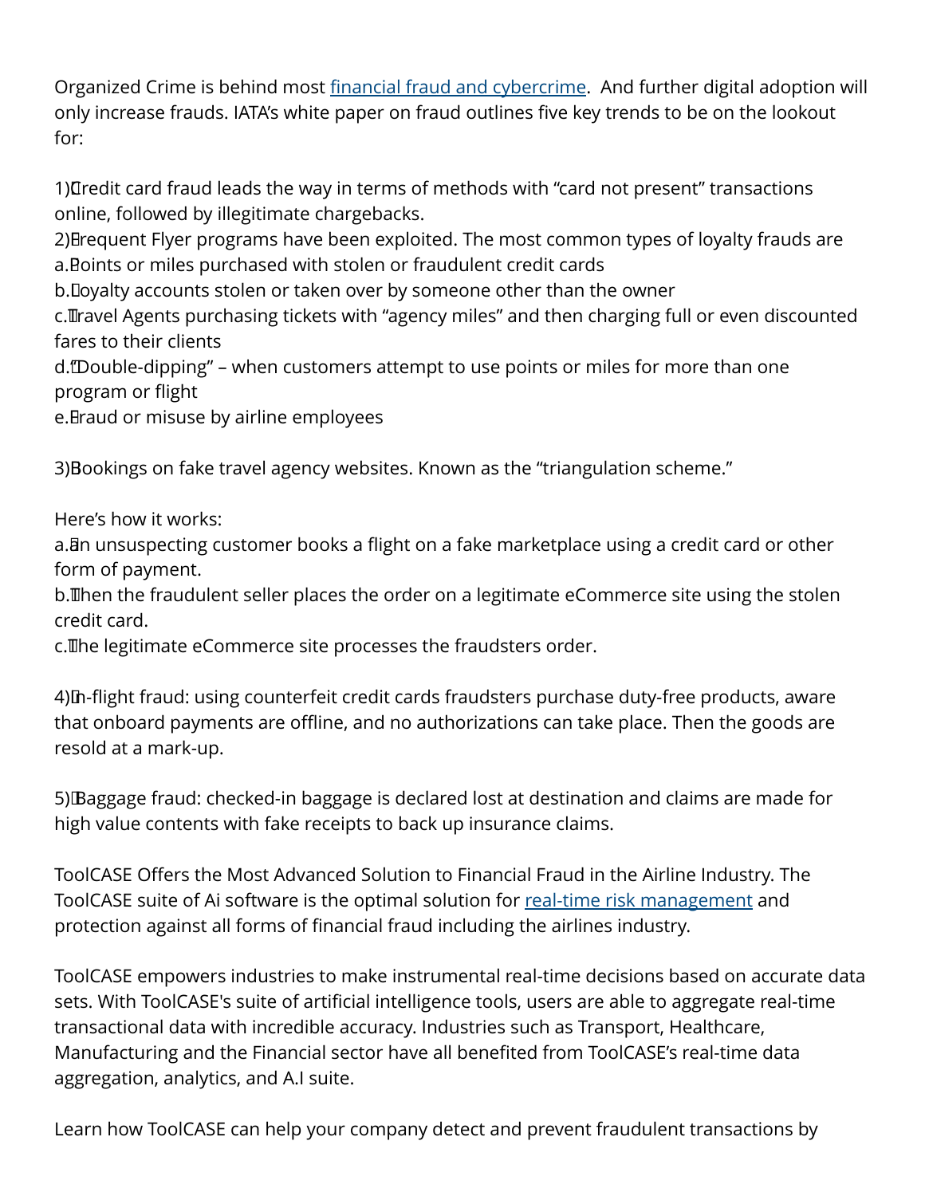Organized Crime is behind most financial fraud and cybercrime. And further digital adoption will only increase frauds. IATA's white paper on fraud outlines five key trends to be on the lookout for:

1) Credit card fraud leads the way in terms of methods with "card not present" transactions online, followed by illegitimate chargebacks.
2) Frequent Flyer programs have been exploited. The most common types of loyalty frauds are
a. Points or miles purchased with stolen or fraudulent credit cards
b. Loyalty accounts stolen or taken over by someone other than the owner
c. Travel Agents purchasing tickets with "agency miles" and then charging full or even discounted fares to their clients
d. "Double-dipping" – when customers attempt to use points or miles for more than one program or flight
e. Fraud or misuse by airline employees

3) Bookings on fake travel agency websites. Known as the "triangulation scheme."

Here's how it works:
a. an unsuspecting customer books a flight on a fake marketplace using a credit card or other form of payment.
b. Then the fraudulent seller places the order on a legitimate eCommerce site using the stolen credit card.
c. The legitimate eCommerce site processes the fraudsters order.

4) In-flight fraud: using counterfeit credit cards fraudsters purchase duty-free products, aware that onboard payments are offline, and no authorizations can take place. Then the goods are resold at a mark-up.

5) Baggage fraud: checked-in baggage is declared lost at destination and claims are made for high value contents with fake receipts to back up insurance claims.

ToolCASE Offers the Most Advanced Solution to Financial Fraud in the Airline Industry. The ToolCASE suite of Ai software is the optimal solution for real-time risk management and protection against all forms of financial fraud including the airlines industry.

ToolCASE empowers industries to make instrumental real-time decisions based on accurate data sets. With ToolCASE's suite of artificial intelligence tools, users are able to aggregate real-time transactional data with incredible accuracy. Industries such as Transport, Healthcare, Manufacturing and the Financial sector have all benefited from ToolCASE's real-time data aggregation, analytics, and A.I suite.

Learn how ToolCASE can help your company detect and prevent fraudulent transactions by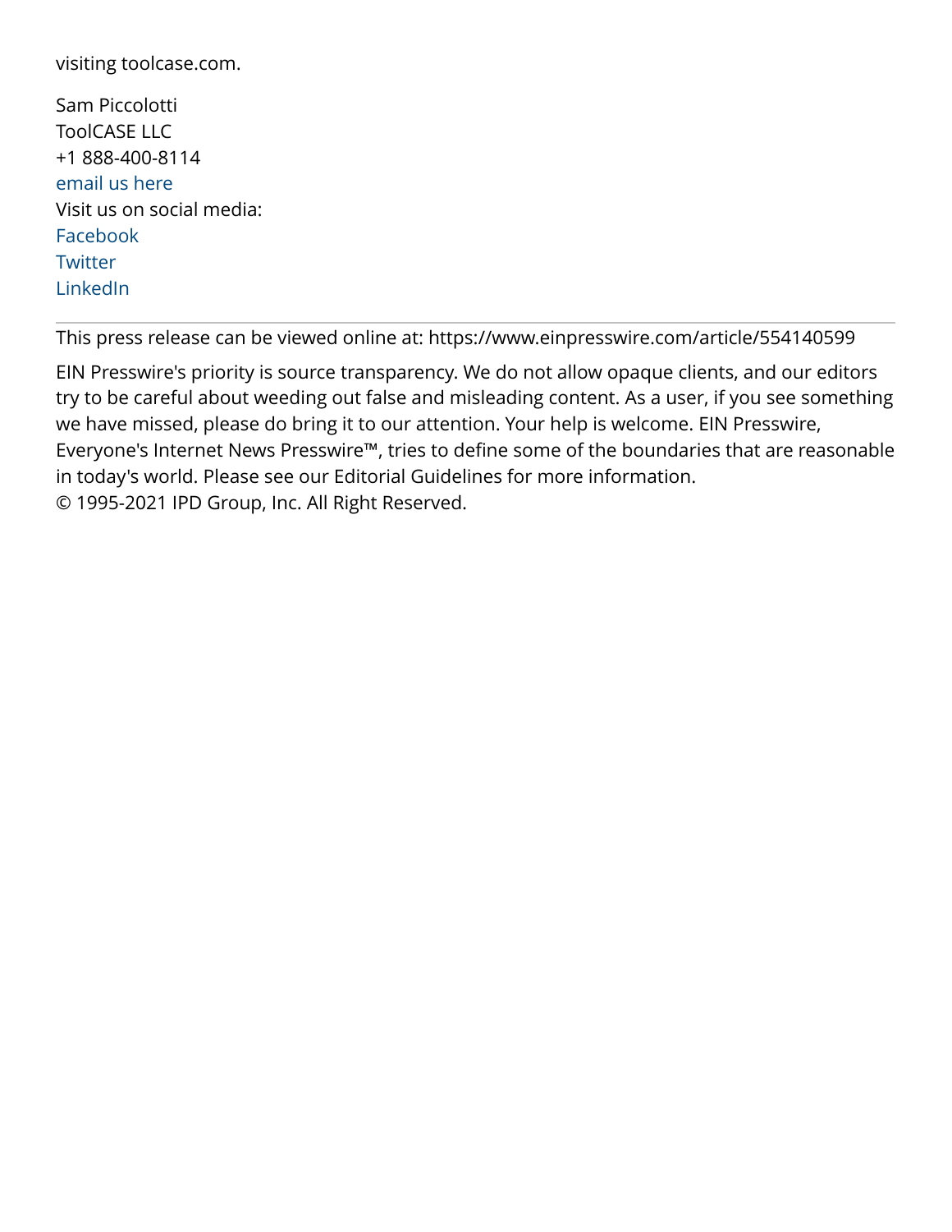visiting toolcase.com.

Sam Piccolotti
ToolCASE LLC
+1 888-400-8114
email us here
Visit us on social media:
Facebook
Twitter
LinkedIn

---

This press release can be viewed online at: https://www.einpresswire.com/article/554140599

EIN Presswire's priority is source transparency. We do not allow opaque clients, and our editors try to be careful about weeding out false and misleading content. As a user, if you see something we have missed, please do bring it to our attention. Your help is welcome. EIN Presswire, Everyone's Internet News Presswire™, tries to define some of the boundaries that are reasonable in today's world. Please see our Editorial Guidelines for more information.
© 1995-2021 IPD Group, Inc. All Right Reserved.